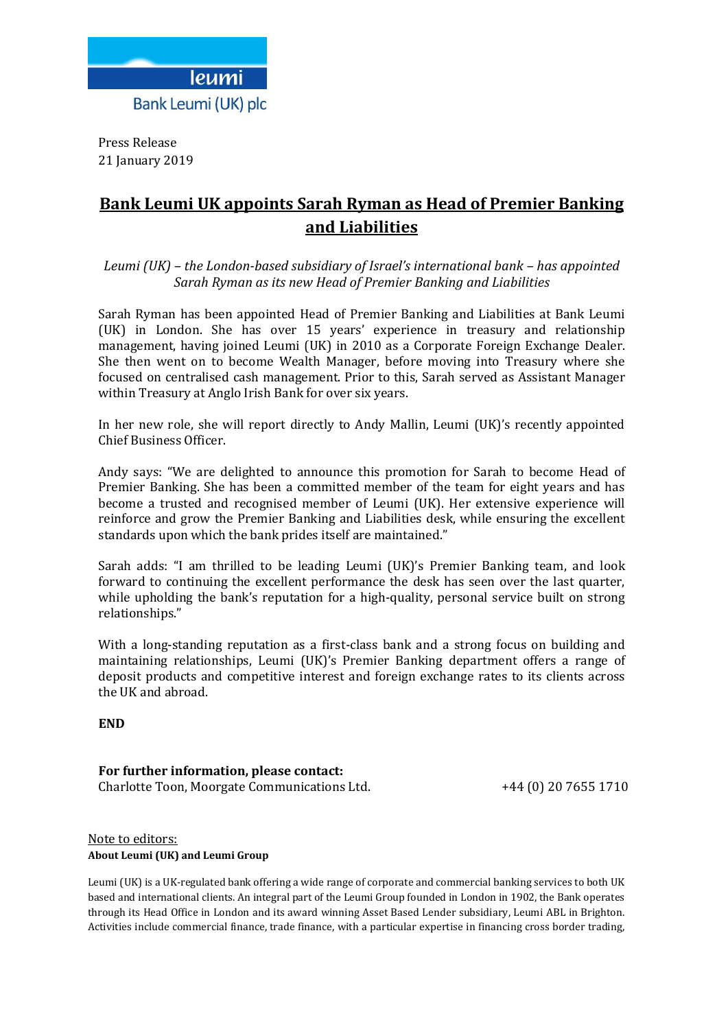Bank Leumi (UK) plc

Press Release
21 January 2019

# Bank Leumi UK appoints Sarah Ryman as Head of Premier Banking and Liabilities

*Leumi (UK) – the London-based subsidiary of Israel's international bank – has appointed Sarah Ryman as its new Head of Premier Banking and Liabilities*

Sarah Ryman has been appointed Head of Premier Banking and Liabilities at Bank Leumi (UK) in London. She has over 15 years' experience in treasury and relationship management, having joined Leumi (UK) in 2010 as a Corporate Foreign Exchange Dealer. She then went on to become Wealth Manager, before moving into Treasury where she focused on centralised cash management. Prior to this, Sarah served as Assistant Manager within Treasury at Anglo Irish Bank for over six years.

In her new role, she will report directly to Andy Mallin, Leumi (UK)'s recently appointed Chief Business Officer.

Andy says: "We are delighted to announce this promotion for Sarah to become Head of Premier Banking. She has been a committed member of the team for eight years and has become a trusted and recognised member of Leumi (UK). Her extensive experience will reinforce and grow the Premier Banking and Liabilities desk, while ensuring the excellent standards upon which the bank prides itself are maintained."

Sarah adds: "I am thrilled to be leading Leumi (UK)'s Premier Banking team, and look forward to continuing the excellent performance the desk has seen over the last quarter, while upholding the bank's reputation for a high-quality, personal service built on strong relationships."

With a long-standing reputation as a first-class bank and a strong focus on building and maintaining relationships, Leumi (UK)'s Premier Banking department offers a range of deposit products and competitive interest and foreign exchange rates to its clients across the UK and abroad.

**END**

**For further information, please contact:**
Charlotte Toon, Moorgate Communications Ltd. +44 (0) 20 7655 1710

Note to editors:
**About Leumi (UK) and Leumi Group**

Leumi (UK) is a UK-regulated bank offering a wide range of corporate and commercial banking services to both UK based and international clients. An integral part of the Leumi Group founded in London in 1902, the Bank operates through its Head Office in London and its award winning Asset Based Lender subsidiary, Leumi ABL in Brighton. Activities include commercial finance, trade finance, with a particular expertise in financing cross border trading,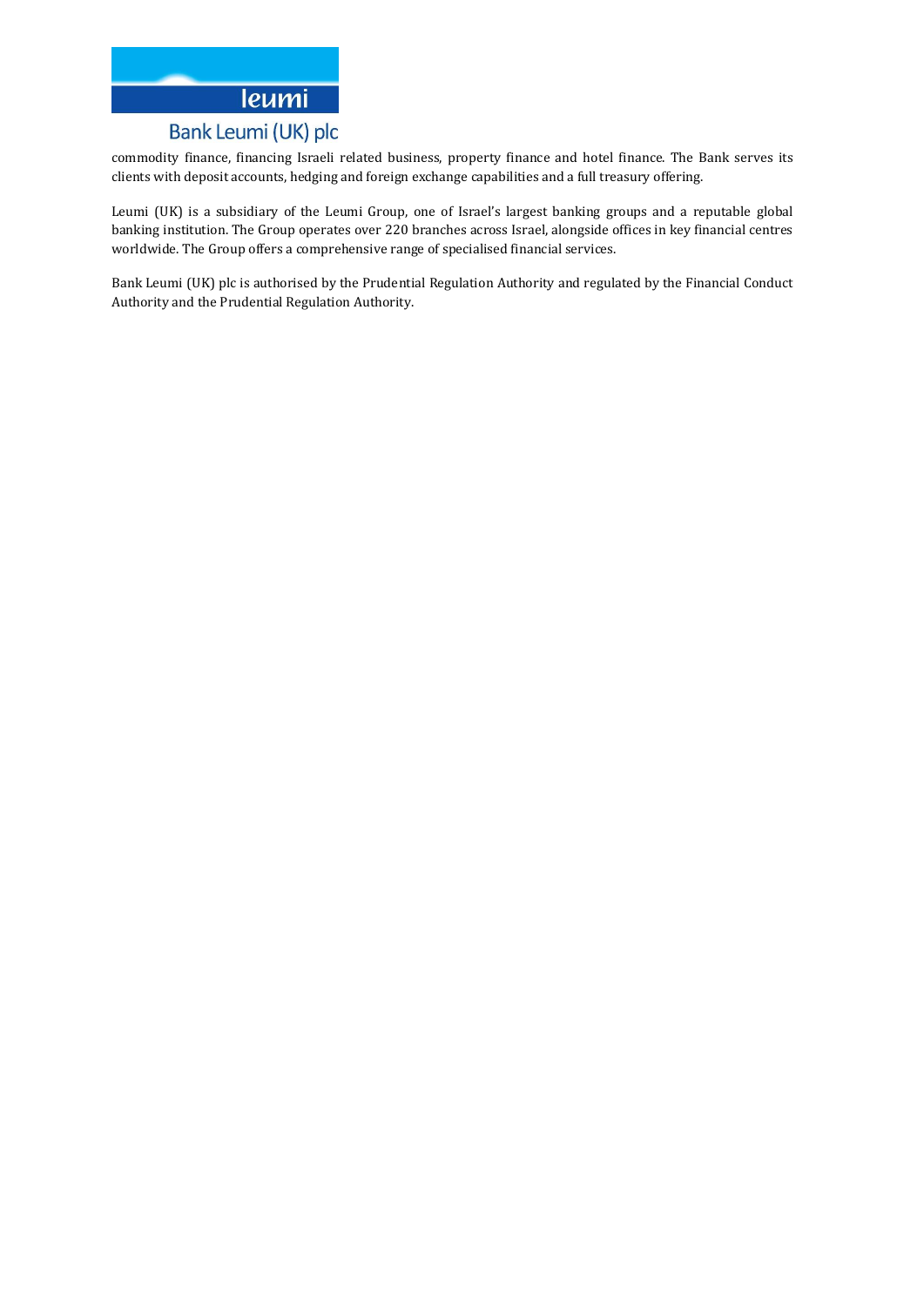commodity finance, financing Israeli related business, property finance and hotel finance. The Bank serves its clients with deposit accounts, hedging and foreign exchange capabilities and a full treasury offering.

Leumi (UK) is a subsidiary of the Leumi Group, one of Israel's largest banking groups and a reputable global banking institution. The Group operates over 220 branches across Israel, alongside offices in key financial centres worldwide. The Group offers a comprehensive range of specialised financial services.

Bank Leumi (UK) plc is authorised by the Prudential Regulation Authority and regulated by the Financial Conduct Authority and the Prudential Regulation Authority.